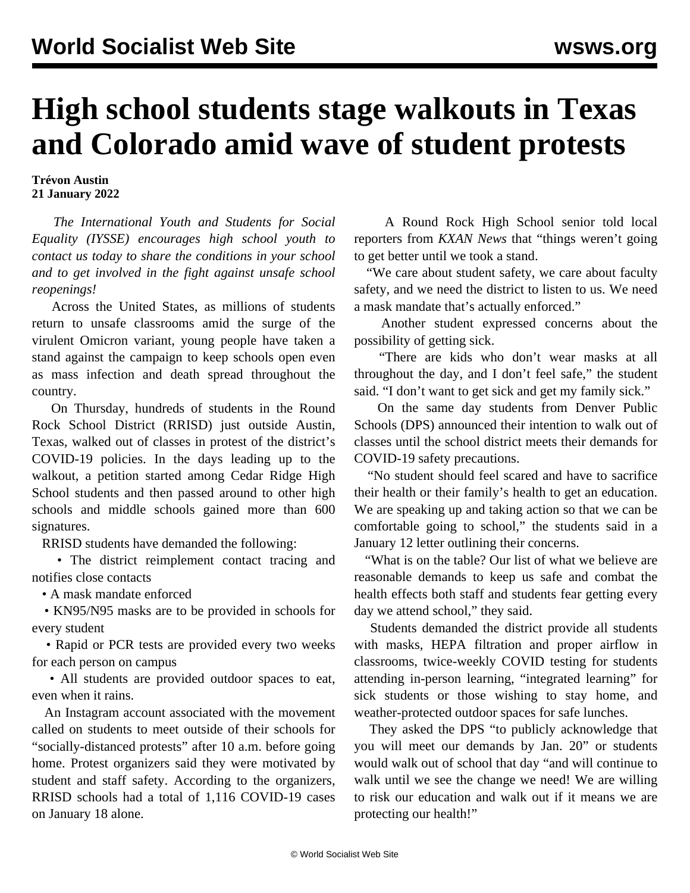# High school students stage walkouts in Texas and Colorado amid wave of student protests

**Trévon Austin**
**21 January 2022**

*The International Youth and Students for Social Equality (IYSSE) encourages high school youth to contact us today to share the conditions in your school and to get involved in the fight against unsafe school reopenings!*

Across the United States, as millions of students return to unsafe classrooms amid the surge of the virulent Omicron variant, young people have taken a stand against the campaign to keep schools open even as mass infection and death spread throughout the country.

On Thursday, hundreds of students in the Round Rock School District (RRISD) just outside Austin, Texas, walked out of classes in protest of the district's COVID-19 policies. In the days leading up to the walkout, a petition started among Cedar Ridge High School students and then passed around to other high schools and middle schools gained more than 600 signatures.

RRISD students have demanded the following:

- The district reimplement contact tracing and notifies close contacts
- A mask mandate enforced
- KN95/N95 masks are to be provided in schools for every student
- Rapid or PCR tests are provided every two weeks for each person on campus
- All students are provided outdoor spaces to eat, even when it rains.

An Instagram account associated with the movement called on students to meet outside of their schools for "socially-distanced protests" after 10 a.m. before going home. Protest organizers said they were motivated by student and staff safety. According to the organizers, RRISD schools had a total of 1,116 COVID-19 cases on January 18 alone.

A Round Rock High School senior told local reporters from *KXAN News* that "things weren't going to get better until we took a stand.

"We care about student safety, we care about faculty safety, and we need the district to listen to us. We need a mask mandate that's actually enforced."

Another student expressed concerns about the possibility of getting sick.

"There are kids who don't wear masks at all throughout the day, and I don't feel safe," the student said. "I don't want to get sick and get my family sick."

On the same day students from Denver Public Schools (DPS) announced their intention to walk out of classes until the school district meets their demands for COVID-19 safety precautions.

"No student should feel scared and have to sacrifice their health or their family's health to get an education. We are speaking up and taking action so that we can be comfortable going to school," the students said in a January 12 letter outlining their concerns.

"What is on the table? Our list of what we believe are reasonable demands to keep us safe and combat the health effects both staff and students fear getting every day we attend school," they said.

Students demanded the district provide all students with masks, HEPA filtration and proper airflow in classrooms, twice-weekly COVID testing for students attending in-person learning, "integrated learning" for sick students or those wishing to stay home, and weather-protected outdoor spaces for safe lunches.

They asked the DPS "to publicly acknowledge that you will meet our demands by Jan. 20" or students would walk out of school that day "and will continue to walk until we see the change we need! We are willing to risk our education and walk out if it means we are protecting our health!"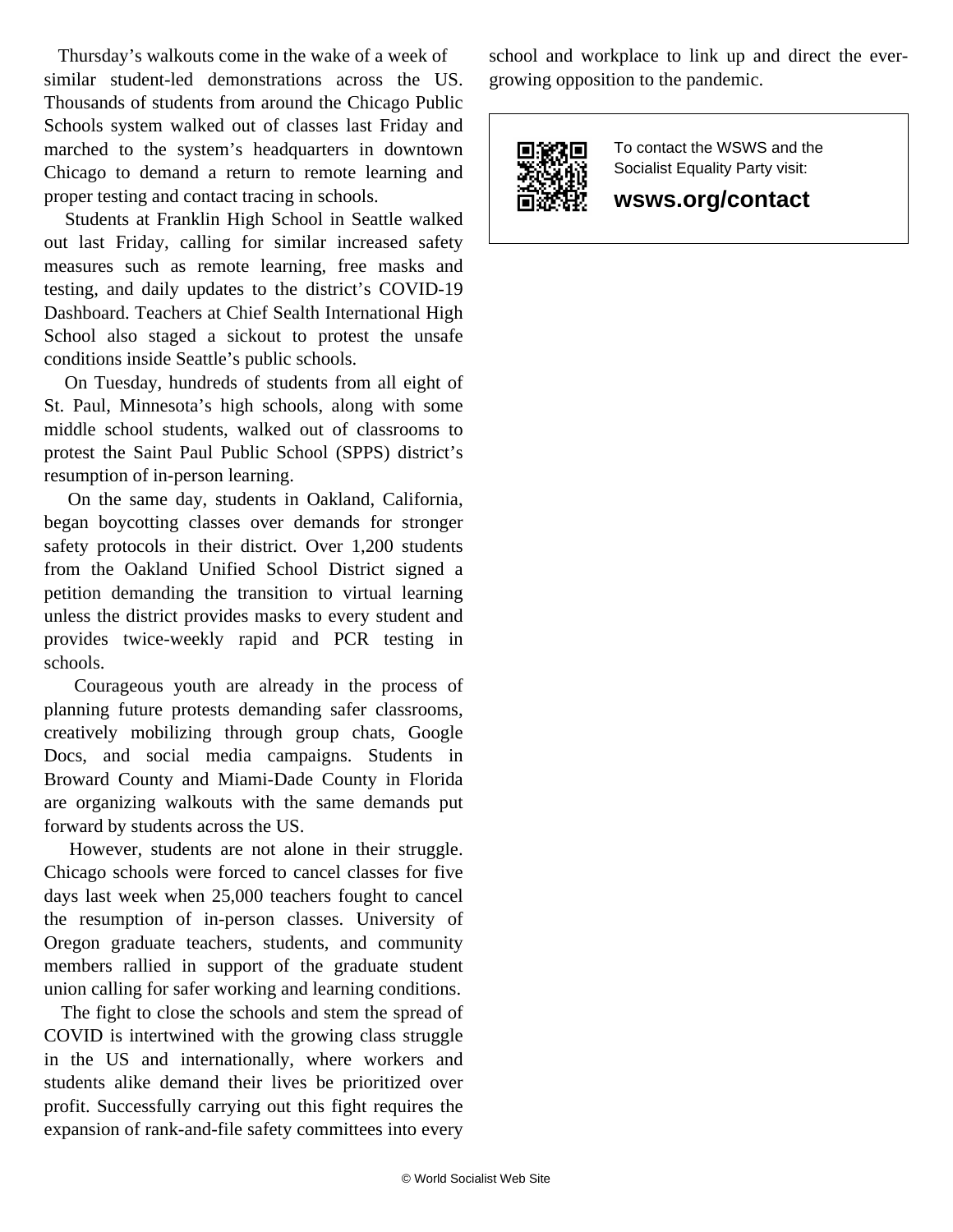Thursday's walkouts come in the wake of a week of similar student-led demonstrations across the US. Thousands of students from around the Chicago Public Schools system walked out of classes last Friday and marched to the system's headquarters in downtown Chicago to demand a return to remote learning and proper testing and contact tracing in schools.

Students at Franklin High School in Seattle walked out last Friday, calling for similar increased safety measures such as remote learning, free masks and testing, and daily updates to the district's COVID-19 Dashboard. Teachers at Chief Sealth International High School also staged a sickout to protest the unsafe conditions inside Seattle's public schools.

On Tuesday, hundreds of students from all eight of St. Paul, Minnesota's high schools, along with some middle school students, walked out of classrooms to protest the Saint Paul Public School (SPPS) district's resumption of in-person learning.

On the same day, students in Oakland, California, began boycotting classes over demands for stronger safety protocols in their district. Over 1,200 students from the Oakland Unified School District signed a petition demanding the transition to virtual learning unless the district provides masks to every student and provides twice-weekly rapid and PCR testing in schools.

Courageous youth are already in the process of planning future protests demanding safer classrooms, creatively mobilizing through group chats, Google Docs, and social media campaigns. Students in Broward County and Miami-Dade County in Florida are organizing walkouts with the same demands put forward by students across the US.

However, students are not alone in their struggle. Chicago schools were forced to cancel classes for five days last week when 25,000 teachers fought to cancel the resumption of in-person classes. University of Oregon graduate teachers, students, and community members rallied in support of the graduate student union calling for safer working and learning conditions.

The fight to close the schools and stem the spread of COVID is intertwined with the growing class struggle in the US and internationally, where workers and students alike demand their lives be prioritized over profit. Successfully carrying out this fight requires the expansion of rank-and-file safety committees into every school and workplace to link up and direct the ever-growing opposition to the pandemic.

To contact the WSWS and the Socialist Equality Party visit:

**wsws.org/contact**